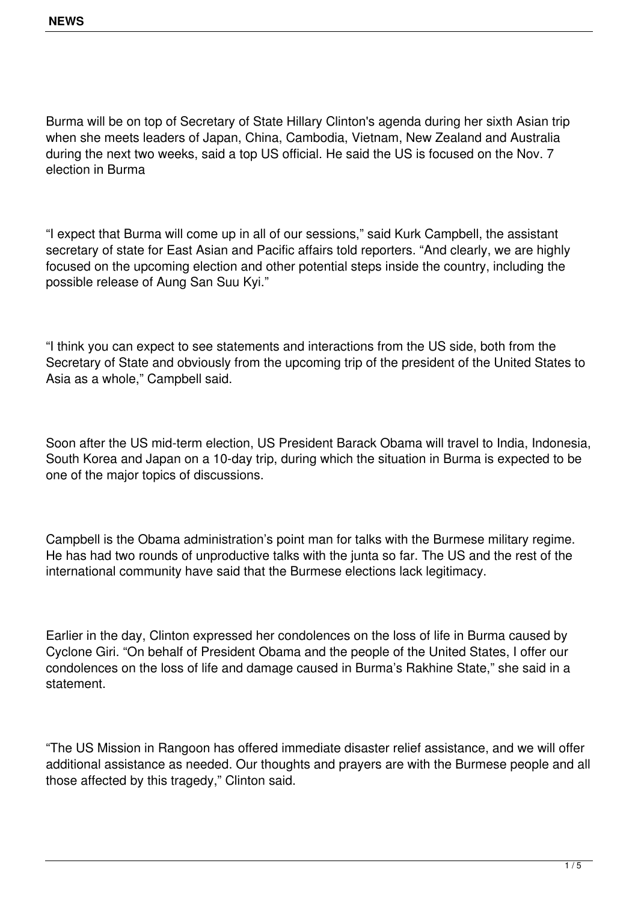Burma will be on top of Secretary of State Hillary Clinton's agenda during her sixth Asian trip when she meets leaders of Japan, China, Cambodia, Vietnam, New Zealand and Australia during the next two weeks, said a top US official. He said the US is focused on the Nov. 7 election in Burma

“I expect that Burma will come up in all of our sessions,” said Kurk Campbell, the assistant secretary of state for East Asian and Pacific affairs told reporters. “And clearly, we are highly focused on the upcoming election and other potential steps inside the country, including the possible release of Aung San Suu Kyi.”

“I think you can expect to see statements and interactions from the US side, both from the Secretary of State and obviously from the upcoming trip of the president of the United States to Asia as a whole,” Campbell said.

Soon after the US mid-term election, US President Barack Obama will travel to India, Indonesia, South Korea and Japan on a 10-day trip, during which the situation in Burma is expected to be one of the major topics of discussions.

Campbell is the Obama administration’s point man for talks with the Burmese military regime. He has had two rounds of unproductive talks with the junta so far. The US and the rest of the international community have said that the Burmese elections lack legitimacy.

Earlier in the day, Clinton expressed her condolences on the loss of life in Burma caused by Cyclone Giri. “On behalf of President Obama and the people of the United States, I offer our condolences on the loss of life and damage caused in Burma’s Rakhine State,” she said in a statement.

“The US Mission in Rangoon has offered immediate disaster relief assistance, and we will offer additional assistance as needed. Our thoughts and prayers are with the Burmese people and all those affected by this tragedy,” Clinton said.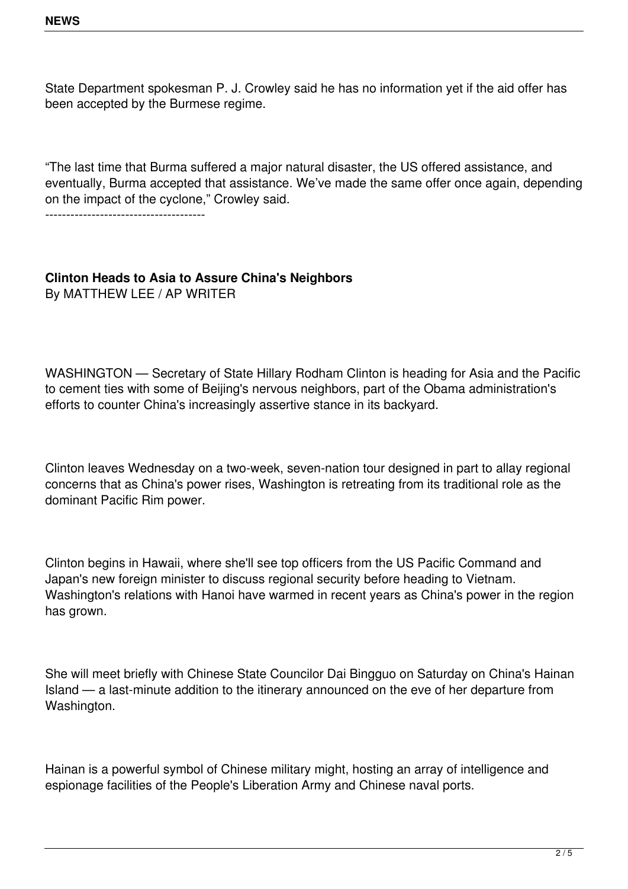State Department spokesman P. J. Crowley said he has no information yet if the aid offer has been accepted by the Burmese regime.

"The last time that Burma suffered a major natural disaster, the US offered assistance, and eventually, Burma accepted that assistance. We've made the same offer once again, depending on the impact of the cyclone," Crowley said.

--------------------------------------

**Clinton Heads to Asia to Assure China's Neighbors**
By MATTHEW LEE / AP WRITER

WASHINGTON — Secretary of State Hillary Rodham Clinton is heading for Asia and the Pacific to cement ties with some of Beijing's nervous neighbors, part of the Obama administration's efforts to counter China's increasingly assertive stance in its backyard.

Clinton leaves Wednesday on a two-week, seven-nation tour designed in part to allay regional concerns that as China's power rises, Washington is retreating from its traditional role as the dominant Pacific Rim power.

Clinton begins in Hawaii, where she'll see top officers from the US Pacific Command and Japan's new foreign minister to discuss regional security before heading to Vietnam. Washington's relations with Hanoi have warmed in recent years as China's power in the region has grown.

She will meet briefly with Chinese State Councilor Dai Bingguo on Saturday on China's Hainan Island — a last-minute addition to the itinerary announced on the eve of her departure from Washington.

Hainan is a powerful symbol of Chinese military might, hosting an array of intelligence and espionage facilities of the People's Liberation Army and Chinese naval ports.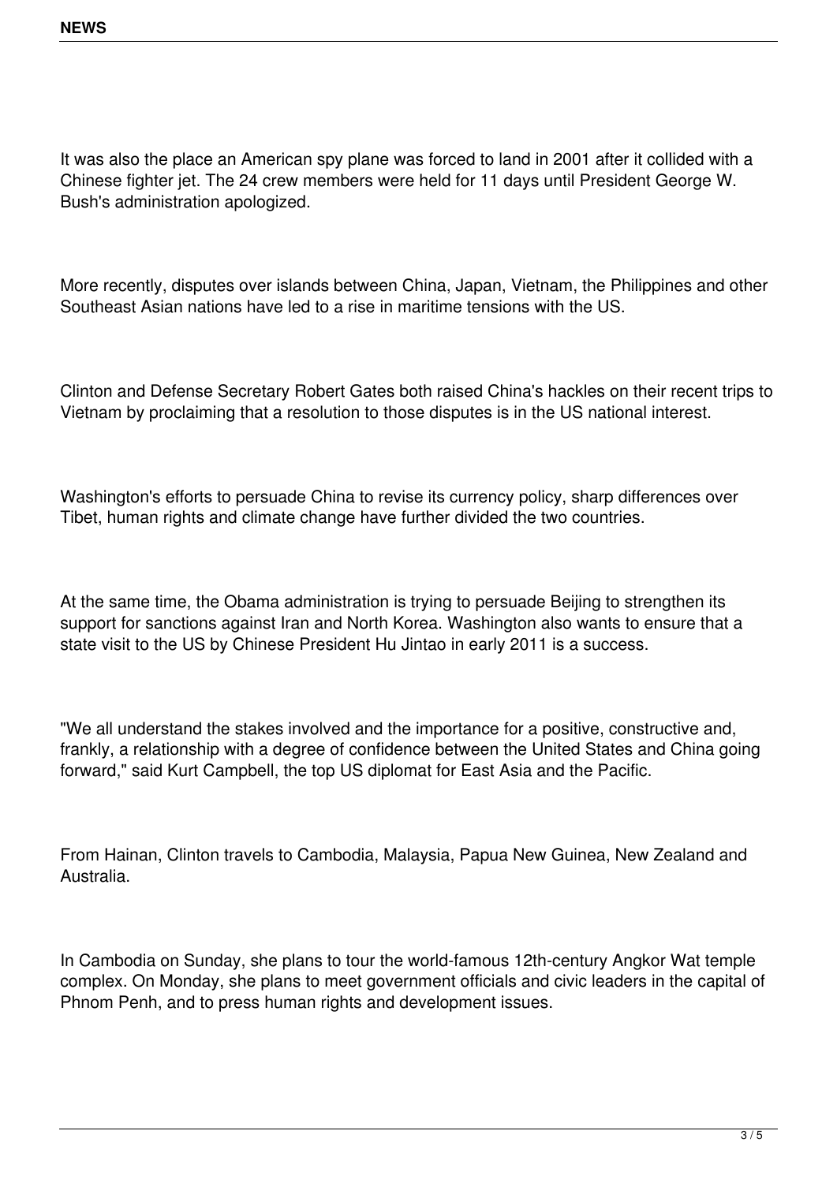It was also the place an American spy plane was forced to land in 2001 after it collided with a Chinese fighter jet. The 24 crew members were held for 11 days until President George W. Bush's administration apologized.

More recently, disputes over islands between China, Japan, Vietnam, the Philippines and other Southeast Asian nations have led to a rise in maritime tensions with the US.

Clinton and Defense Secretary Robert Gates both raised China's hackles on their recent trips to Vietnam by proclaiming that a resolution to those disputes is in the US national interest.

Washington's efforts to persuade China to revise its currency policy, sharp differences over Tibet, human rights and climate change have further divided the two countries.

At the same time, the Obama administration is trying to persuade Beijing to strengthen its support for sanctions against Iran and North Korea. Washington also wants to ensure that a state visit to the US by Chinese President Hu Jintao in early 2011 is a success.

"We all understand the stakes involved and the importance for a positive, constructive and, frankly, a relationship with a degree of confidence between the United States and China going forward," said Kurt Campbell, the top US diplomat for East Asia and the Pacific.

From Hainan, Clinton travels to Cambodia, Malaysia, Papua New Guinea, New Zealand and Australia.

In Cambodia on Sunday, she plans to tour the world-famous 12th-century Angkor Wat temple complex. On Monday, she plans to meet government officials and civic leaders in the capital of Phnom Penh, and to press human rights and development issues.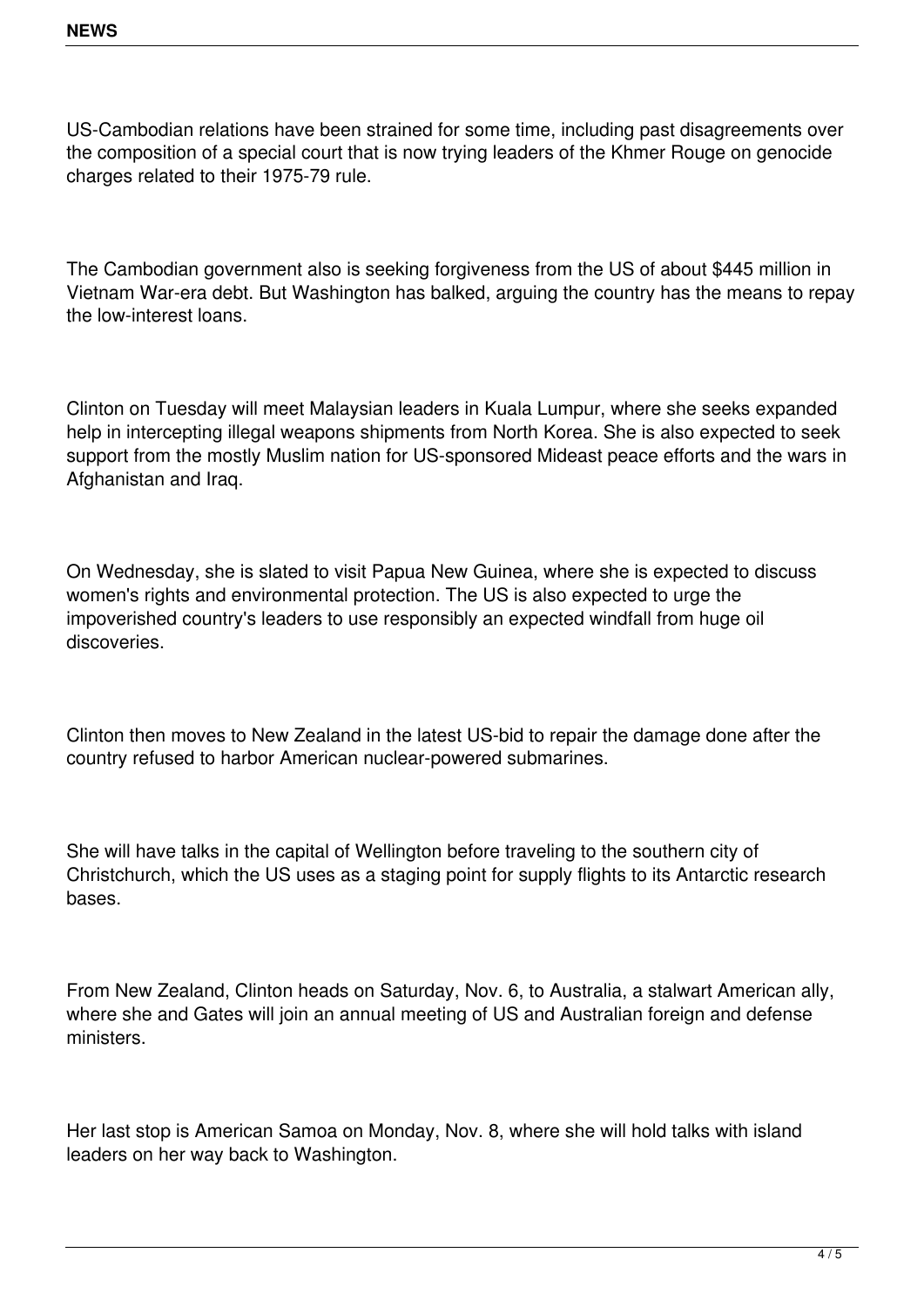US-Cambodian relations have been strained for some time, including past disagreements over the composition of a special court that is now trying leaders of the Khmer Rouge on genocide charges related to their 1975-79 rule.

The Cambodian government also is seeking forgiveness from the US of about $445 million in Vietnam War-era debt. But Washington has balked, arguing the country has the means to repay the low-interest loans.

Clinton on Tuesday will meet Malaysian leaders in Kuala Lumpur, where she seeks expanded help in intercepting illegal weapons shipments from North Korea. She is also expected to seek support from the mostly Muslim nation for US-sponsored Mideast peace efforts and the wars in Afghanistan and Iraq.

On Wednesday, she is slated to visit Papua New Guinea, where she is expected to discuss women's rights and environmental protection. The US is also expected to urge the impoverished country's leaders to use responsibly an expected windfall from huge oil discoveries.

Clinton then moves to New Zealand in the latest US-bid to repair the damage done after the country refused to harbor American nuclear-powered submarines.

She will have talks in the capital of Wellington before traveling to the southern city of Christchurch, which the US uses as a staging point for supply flights to its Antarctic research bases.

From New Zealand, Clinton heads on Saturday, Nov. 6, to Australia, a stalwart American ally, where she and Gates will join an annual meeting of US and Australian foreign and defense ministers.

Her last stop is American Samoa on Monday, Nov. 8, where she will hold talks with island leaders on her way back to Washington.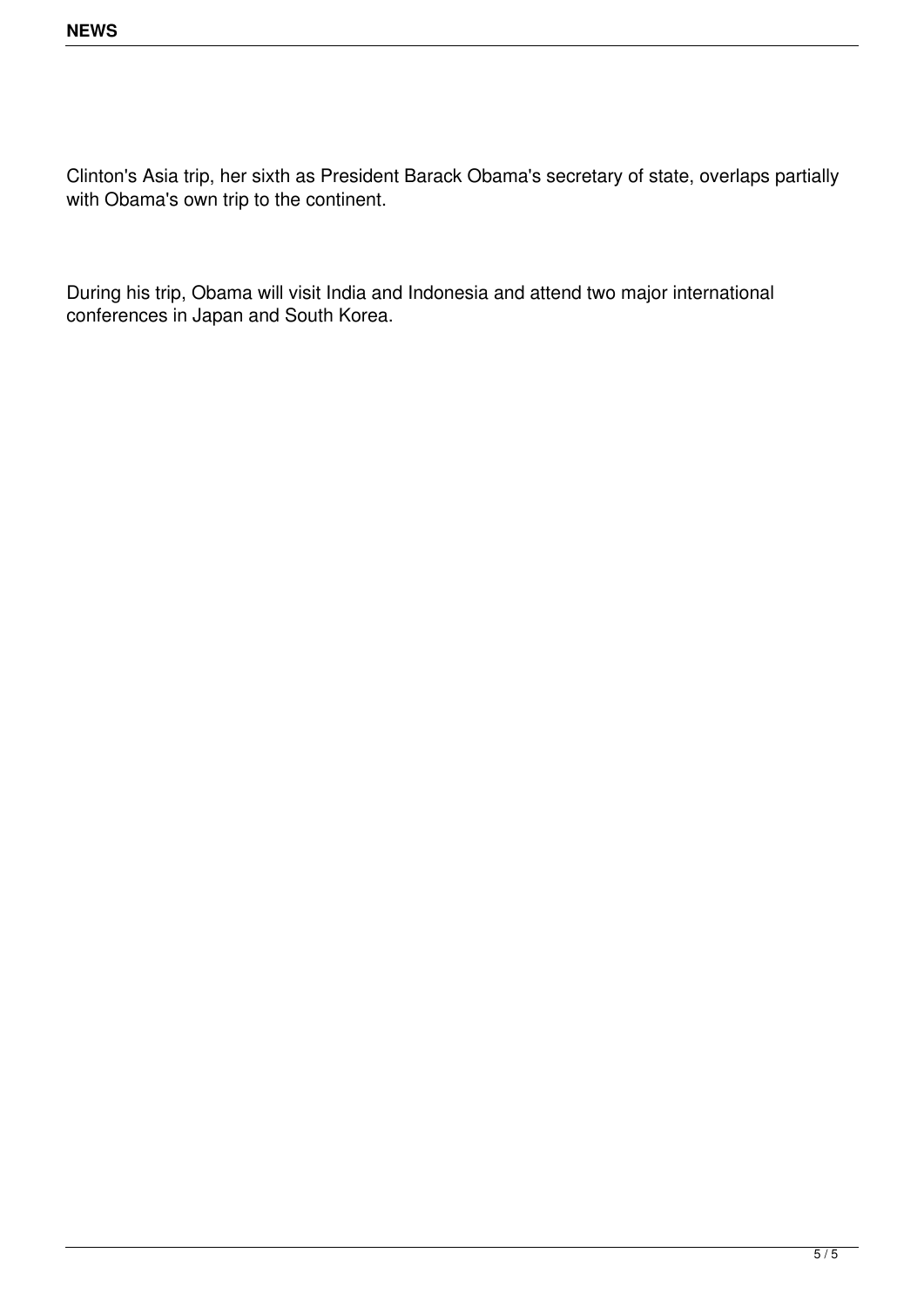Clinton's Asia trip, her sixth as President Barack Obama's secretary of state, overlaps partially with Obama's own trip to the continent.

During his trip, Obama will visit India and Indonesia and attend two major international conferences in Japan and South Korea.